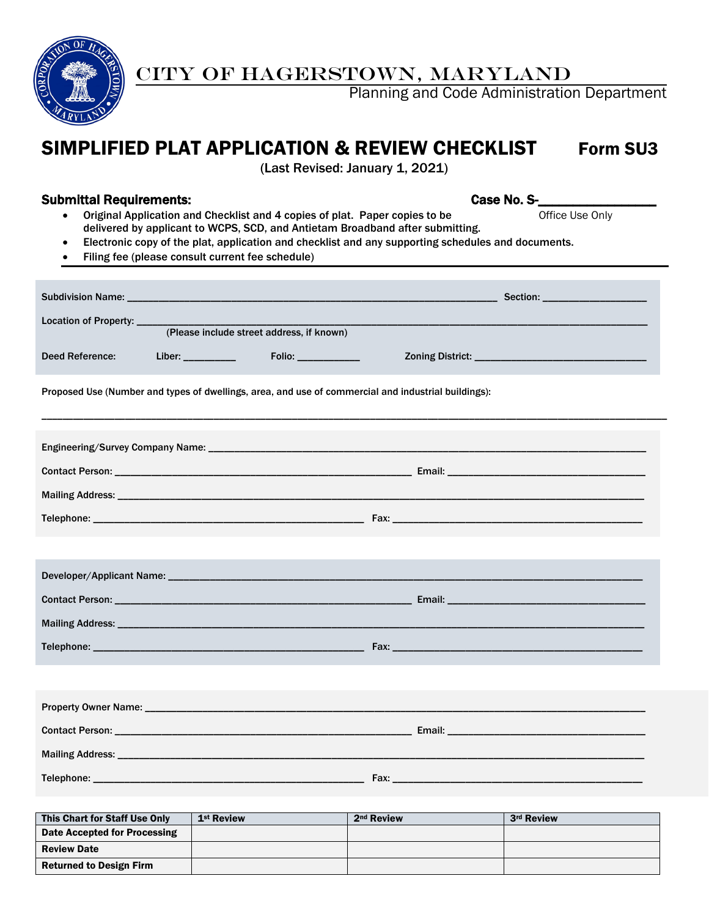# CITY OF HAGERSTOWN, MARYLAND

Planning and Code Administration Department

## SIMPLIFIED PLAT APPLICATION & REVIEW CHECKLIST Form SU3

(Last Revised: January 1, 2021)

**Submittal Requirements:** **Case No. S-**_______________
Office Use Only

- Original Application and Checklist and 4 copies of plat. Paper copies to be delivered by applicant to WCPS, SCD, and Antietam Broadband after submitting.
- Electronic copy of the plat, application and checklist and any supporting schedules and documents.
- Filing fee (please consult current fee schedule)

Subdivision Name: ________________________________________ Section: ______________

Location of Property: ____________________________________________________________
(Please include street address, if known)

Deed Reference: Liber: _________ Folio: ___________ Zoning District: ______________________

Proposed Use (Number and types of dwellings, area, and use of commercial and industrial buildings):

______________________________________________________________________________

Engineering/Survey Company Name: _____________________________________________________

Contact Person: ________________________________ Email: ____________________________

Mailing Address: ______________________________________________________________

Telephone: ______________________________ Fax: ______________________________

Developer/Applicant Name: __________________________________________________________

Contact Person: ________________________________ Email: ____________________________

Mailing Address: ______________________________________________________________

Telephone: ______________________________ Fax: ______________________________

Property Owner Name: ______________________________________________________________

Contact Person: ________________________________ Email: ____________________________

Mailing Address: ______________________________________________________________

Telephone: ______________________________ Fax: ______________________________

| This Chart for Staff Use Only | 1st Review | 2nd Review | 3rd Review |
|---|---|---|---|
| Date Accepted for Processing | | | |
| Review Date | | | |
| Returned to Design Firm | | | |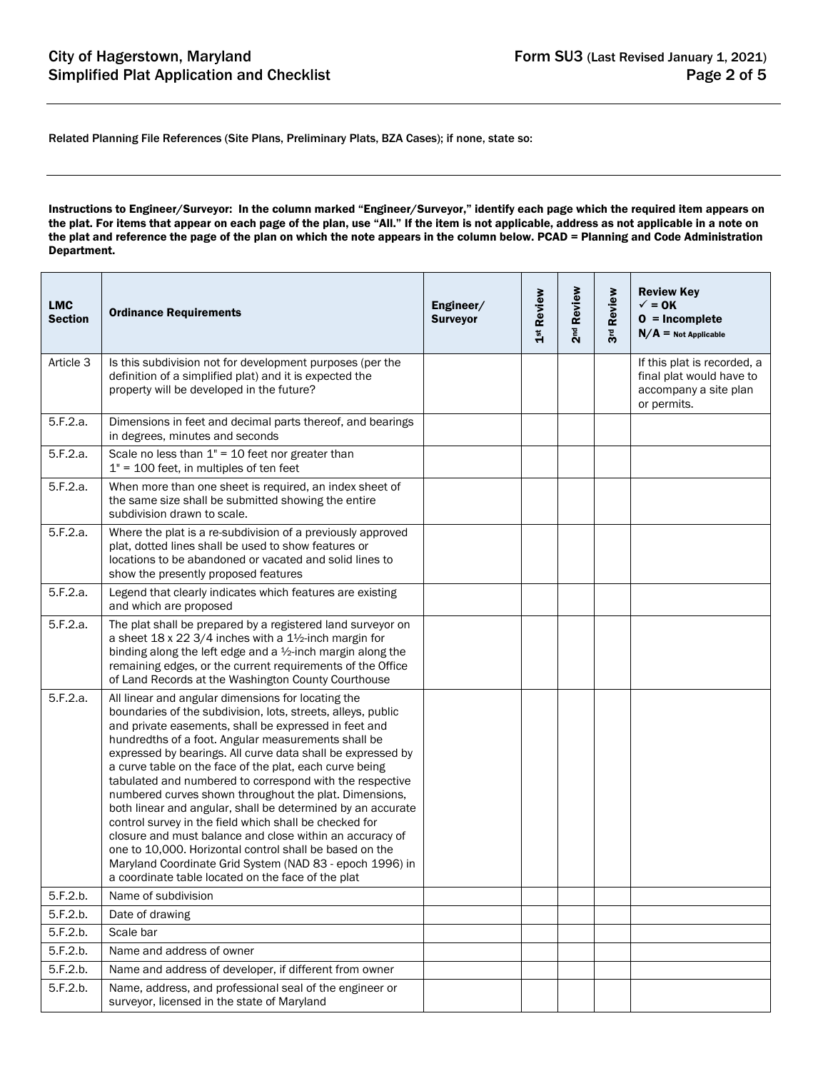Related Planning File References (Site Plans, Preliminary Plats, BZA Cases); if none, state so:

**Instructions to Engineer/Surveyor: In the column marked "Engineer/Surveyor," identify each page which the required item appears on the plat. For items that appear on each page of the plan, use "All." If the item is not applicable, address as not applicable in a note on the plat and reference the page of the plan on which the note appears in the column below. PCAD = Planning and Code Administration Department.**

| LMC Section | Ordinance Requirements | Engineer/ Surveyor | 1st Review | 2nd Review | 3rd Review | Review Key ✓ = OK O = Incomplete N/A = Not Applicable |
|---|---|---|---|---|---|---|
| Article 3 | Is this subdivision not for development purposes (per the definition of a simplified plat) and it is expected the property will be developed in the future? | | | | | If this plat is recorded, a final plat would have to accompany a site plan or permits. |
| 5.F.2.a. | Dimensions in feet and decimal parts thereof, and bearings in degrees, minutes and seconds | | | | | |
| 5.F.2.a. | Scale no less than 1" = 10 feet nor greater than 1" = 100 feet, in multiples of ten feet | | | | | |
| 5.F.2.a. | When more than one sheet is required, an index sheet of the same size shall be submitted showing the entire subdivision drawn to scale. | | | | | |
| 5.F.2.a. | Where the plat is a re-subdivision of a previously approved plat, dotted lines shall be used to show features or locations to be abandoned or vacated and solid lines to show the presently proposed features | | | | | |
| 5.F.2.a. | Legend that clearly indicates which features are existing and which are proposed | | | | | |
| 5.F.2.a. | The plat shall be prepared by a registered land surveyor on a sheet 18 x 22 3/4 inches with a 1½-inch margin for binding along the left edge and a ½-inch margin along the remaining edges, or the current requirements of the Office of Land Records at the Washington County Courthouse | | | | | |
| 5.F.2.a. | All linear and angular dimensions for locating the boundaries of the subdivision, lots, streets, alleys, public and private easements, shall be expressed in feet and hundredths of a foot. Angular measurements shall be expressed by bearings. All curve data shall be expressed by a curve table on the face of the plat, each curve being tabulated and numbered to correspond with the respective numbered curves shown throughout the plat. Dimensions, both linear and angular, shall be determined by an accurate control survey in the field which shall be checked for closure and must balance and close within an accuracy of one to 10,000. Horizontal control shall be based on the Maryland Coordinate Grid System (NAD 83 - epoch 1996) in a coordinate table located on the face of the plat | | | | | |
| 5.F.2.b. | Name of subdivision | | | | | |
| 5.F.2.b. | Date of drawing | | | | | |
| 5.F.2.b. | Scale bar | | | | | |
| 5.F.2.b. | Name and address of owner | | | | | |
| 5.F.2.b. | Name and address of developer, if different from owner | | | | | |
| 5.F.2.b. | Name, address, and professional seal of the engineer or surveyor, licensed in the state of Maryland | | | | | |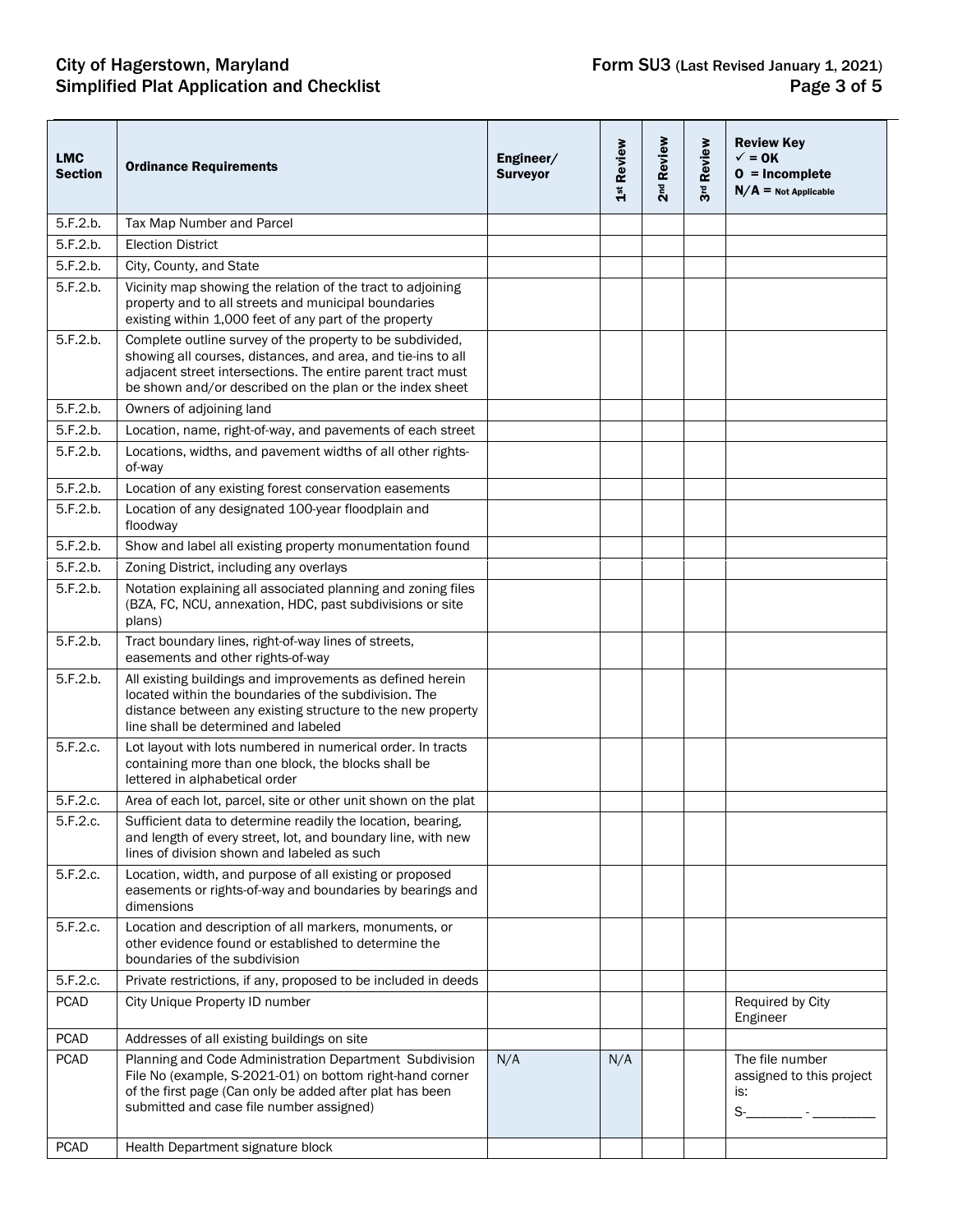| LMC Section | Ordinance Requirements | Engineer/ Surveyor | 1st Review | 2nd Review | 3rd Review | Review Key ✓ = OK O = Incomplete N/A = Not Applicable |
|---|---|---|---|---|---|---|
| 5.F.2.b. | Tax Map Number and Parcel | | | | | |
| 5.F.2.b. | Election District | | | | | |
| 5.F.2.b. | City, County, and State | | | | | |
| 5.F.2.b. | Vicinity map showing the relation of the tract to adjoining property and to all streets and municipal boundaries existing within 1,000 feet of any part of the property | | | | | |
| 5.F.2.b. | Complete outline survey of the property to be subdivided, showing all courses, distances, and area, and tie-ins to all adjacent street intersections. The entire parent tract must be shown and/or described on the plan or the index sheet | | | | | |
| 5.F.2.b. | Owners of adjoining land | | | | | |
| 5.F.2.b. | Location, name, right-of-way, and pavements of each street | | | | | |
| 5.F.2.b. | Locations, widths, and pavement widths of all other rights-of-way | | | | | |
| 5.F.2.b. | Location of any existing forest conservation easements | | | | | |
| 5.F.2.b. | Location of any designated 100-year floodplain and floodway | | | | | |
| 5.F.2.b. | Show and label all existing property monumentation found | | | | | |
| 5.F.2.b. | Zoning District, including any overlays | | | | | |
| 5.F.2.b. | Notation explaining all associated planning and zoning files (BZA, FC, NCU, annexation, HDC, past subdivisions or site plans) | | | | | |
| 5.F.2.b. | Tract boundary lines, right-of-way lines of streets, easements and other rights-of-way | | | | | |
| 5.F.2.b. | All existing buildings and improvements as defined herein located within the boundaries of the subdivision. The distance between any existing structure to the new property line shall be determined and labeled | | | | | |
| 5.F.2.c. | Lot layout with lots numbered in numerical order. In tracts containing more than one block, the blocks shall be lettered in alphabetical order | | | | | |
| 5.F.2.c. | Area of each lot, parcel, site or other unit shown on the plat | | | | | |
| 5.F.2.c. | Sufficient data to determine readily the location, bearing, and length of every street, lot, and boundary line, with new lines of division shown and labeled as such | | | | | |
| 5.F.2.c. | Location, width, and purpose of all existing or proposed easements or rights-of-way and boundaries by bearings and dimensions | | | | | |
| 5.F.2.c. | Location and description of all markers, monuments, or other evidence found or established to determine the boundaries of the subdivision | | | | | |
| 5.F.2.c. | Private restrictions, if any, proposed to be included in deeds | | | | | |
| PCAD | City Unique Property ID number | | | | | Required by City Engineer |
| PCAD | Addresses of all existing buildings on site | | | | | |
| PCAD | Planning and Code Administration Department Subdivision File No (example, S-2021-01) on bottom right-hand corner of the first page (Can only be added after plat has been submitted and case file number assigned) | N/A | N/A | | | The file number assigned to this project is: S-________ - _________ |
| PCAD | Health Department signature block | | | | | |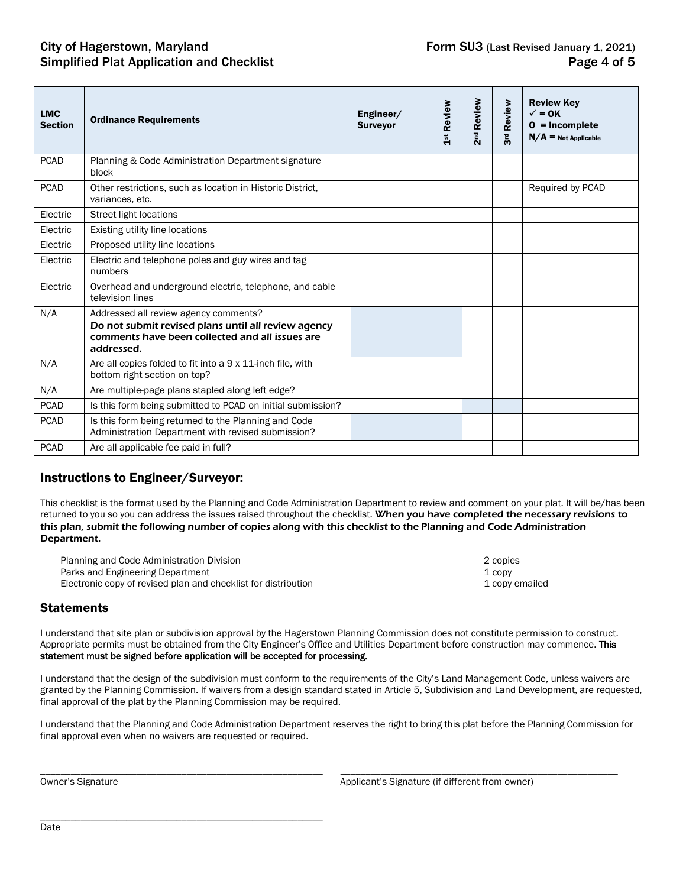| LMC Section | Ordinance Requirements | Engineer/ Surveyor | 1st Review | 2nd Review | 3rd Review | Review Key ✓ = OK O = Incomplete N/A = Not Applicable |
|---|---|---|---|---|---|---|
| PCAD | Planning & Code Administration Department signature block | | | | | |
| PCAD | Other restrictions, such as location in Historic District, variances, etc. | | | | | Required by PCAD |
| Electric | Street light locations | | | | | |
| Electric | Existing utility line locations | | | | | |
| Electric | Proposed utility line locations | | | | | |
| Electric | Electric and telephone poles and guy wires and tag numbers | | | | | |
| Electric | Overhead and underground electric, telephone, and cable television lines | | | | | |
| N/A | Addressed all review agency comments? ***Do not submit revised plans until all review agency comments have been collected and all issues are addressed.*** | | | | | |
| N/A | Are all copies folded to fit into a 9 x 11-inch file, with bottom right section on top? | | | | | |
| N/A | Are multiple-page plans stapled along left edge? | | | | | |
| PCAD | Is this form being submitted to PCAD on initial submission? | | | | | |
| PCAD | Is this form being returned to the Planning and Code Administration Department with revised submission? | | | | | |
| PCAD | Are all applicable fee paid in full? | | | | | |

## Instructions to Engineer/Surveyor:

This checklist is the format used by the Planning and Code Administration Department to review and comment on your plat. It will be/has been returned to you so you can address the issues raised throughout the checklist. ***When you have completed the necessary revisions to this plan, submit the following number of copies along with this checklist to the Planning and Code Administration Department.***

| | |
|---|---|
| Planning and Code Administration Division | 2 copies |
| Parks and Engineering Department | 1 copy |
| Electronic copy of revised plan and checklist for distribution | 1 copy emailed |

## Statements

I understand that site plan or subdivision approval by the Hagerstown Planning Commission does not constitute permission to construct. Appropriate permits must be obtained from the City Engineer's Office and Utilities Department before construction may commence. **This statement must be signed before application will be accepted for processing.**

I understand that the design of the subdivision must conform to the requirements of the City's Land Management Code, unless waivers are granted by the Planning Commission. If waivers from a design standard stated in Article 5, Subdivision and Land Development, are requested, final approval of the plat by the Planning Commission may be required.

I understand that the Planning and Code Administration Department reserves the right to bring this plat before the Planning Commission for final approval even when no waivers are requested or required.

\_\_\_\_\_\_\_\_\_\_\_\_\_\_\_\_\_\_\_\_\_\_\_\_\_\_\_\_\_\_\_\_\_\_\_\_\_\_
Owner's Signature

\_\_\_\_\_\_\_\_\_\_\_\_\_\_\_\_\_\_\_\_\_\_\_\_\_\_\_\_\_\_\_\_\_\_\_\_\_\_
Applicant's Signature (if different from owner)

\_\_\_\_\_\_\_\_\_\_\_\_\_\_\_\_\_\_\_\_\_\_\_\_\_\_\_\_\_\_\_\_\_\_\_\_\_\_
Date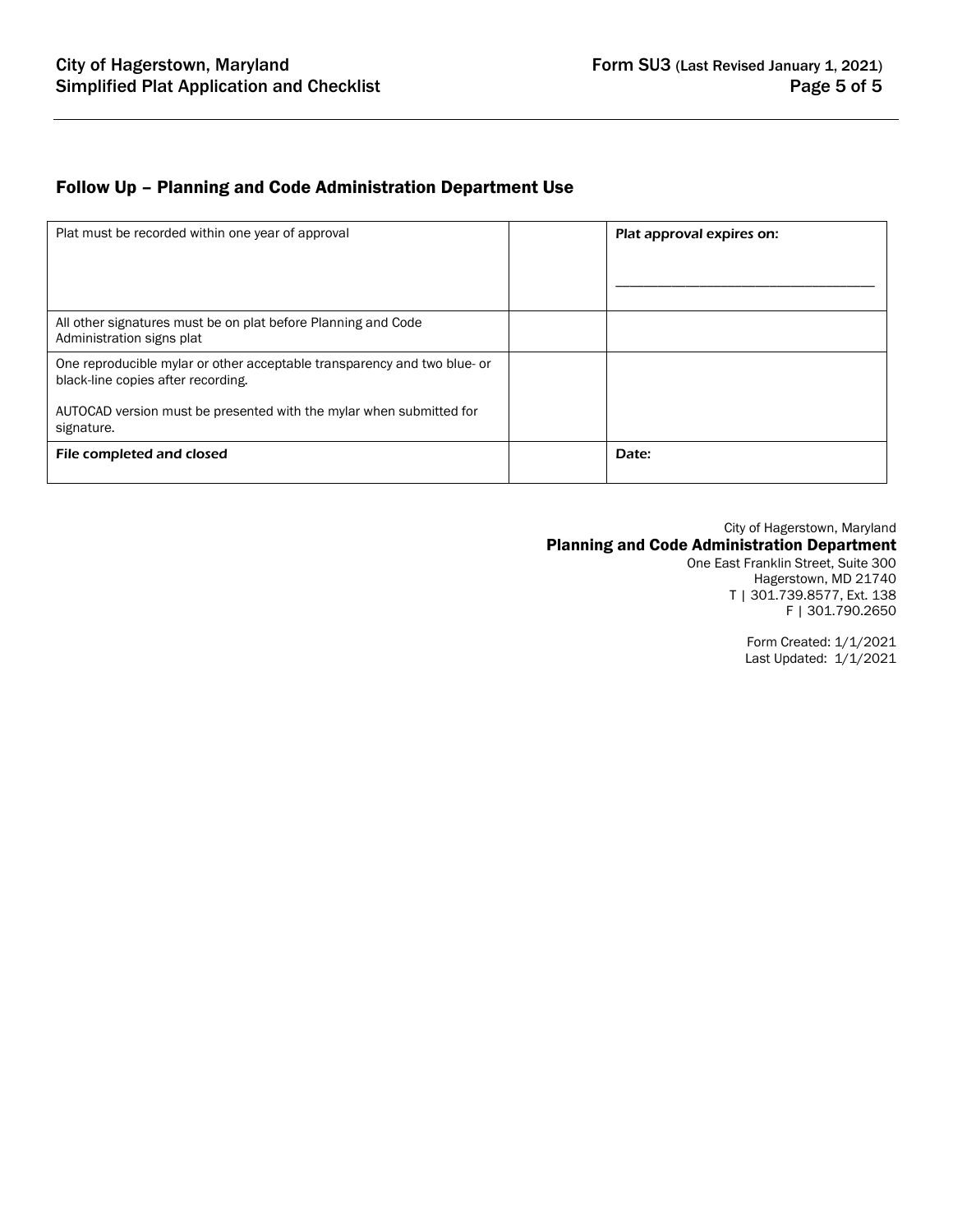## Follow Up – Planning and Code Administration Department Use

| | | |
|---|---|---|
| Plat must be recorded within one year of approval | | ***Plat approval expires on:*** ___________________________ |
| All other signatures must be on plat before Planning and Code Administration signs plat | | |
| One reproducible mylar or other acceptable transparency and two blue- or black-line copies after recording.<br><br>AUTOCAD version must be presented with the mylar when submitted for signature. | | |
| **File completed and closed** | | **Date:** |

City of Hagerstown, Maryland
**Planning and Code Administration Department**
One East Franklin Street, Suite 300
Hagerstown, MD 21740
T | 301.739.8577, Ext. 138
F | 301.790.2650

Form Created: 1/1/2021
Last Updated: 1/1/2021